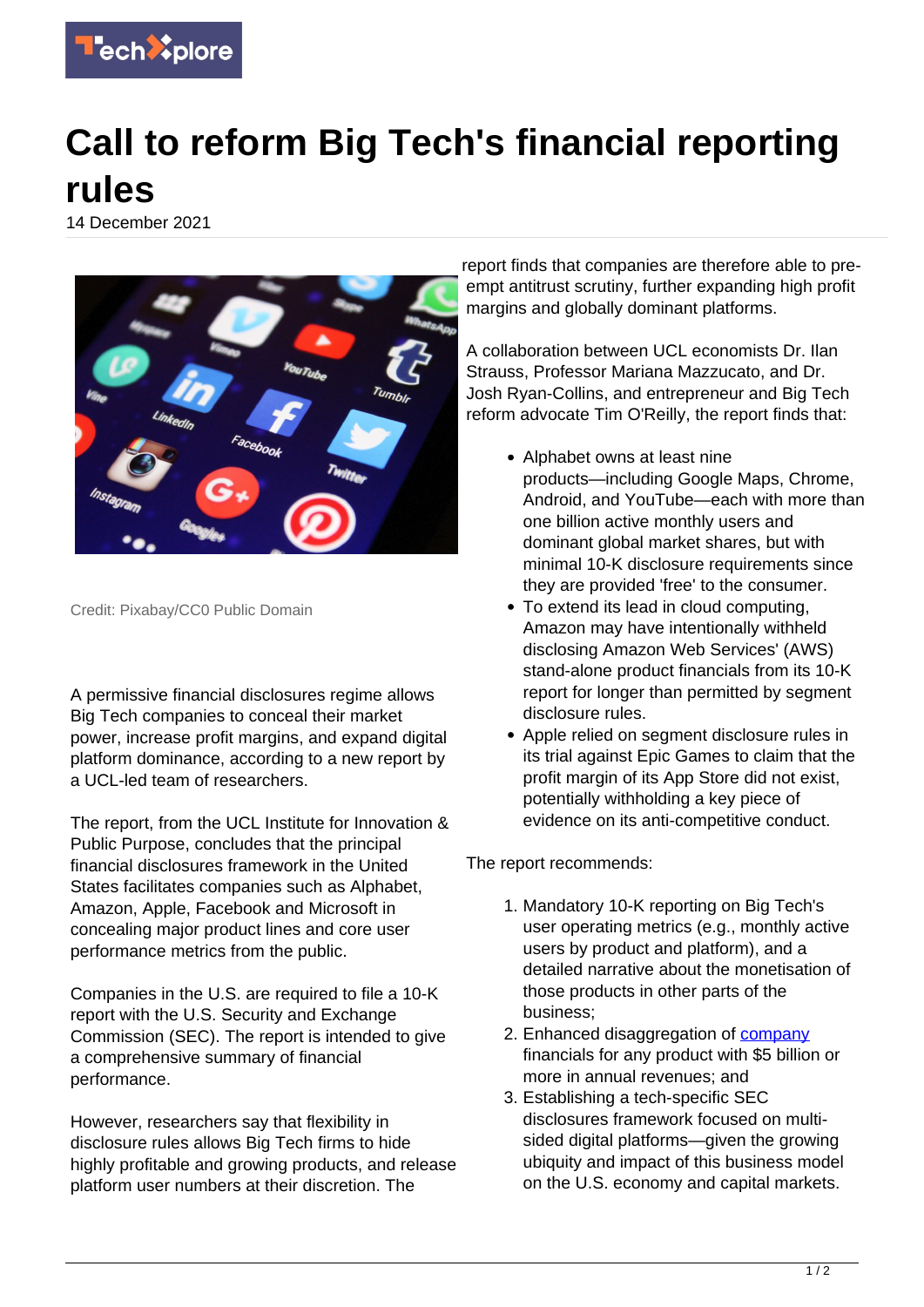# Call to reform Big Tech's financial reporting rules

14 December 2021

Credit: Pixabay/CC0 Public Domain

A permissive financial disclosures regime allows Big Tech companies to conceal their market power, increase profit margins, and expand digital platform dominance, according to a new report by a UCL-led team of researchers.

The report, from the UCL Institute for Innovation & Public Purpose, concludes that the principal financial disclosures framework in the United States facilitates companies such as Alphabet, Amazon, Apple, Facebook and Microsoft in concealing major product lines and core user performance metrics from the public.

Companies in the U.S. are required to file a 10-K report with the U.S. Security and Exchange Commission (SEC). The report is intended to give a comprehensive summary of financial performance.

However, researchers say that flexibility in disclosure rules allows Big Tech firms to hide highly profitable and growing products, and release platform user numbers at their discretion. The report finds that companies are therefore able to pre-empt antitrust scrutiny, further expanding high profit margins and globally dominant platforms.

A collaboration between UCL economists Dr. Ilan Strauss, Professor Mariana Mazzucato, and Dr. Josh Ryan-Collins, and entrepreneur and Big Tech reform advocate Tim O'Reilly, the report finds that:

- Alphabet owns at least nine products—including Google Maps, Chrome, Android, and YouTube—each with more than one billion active monthly users and dominant global market shares, but with minimal 10-K disclosure requirements since they are provided 'free' to the consumer.
- To extend its lead in cloud computing, Amazon may have intentionally withheld disclosing Amazon Web Services' (AWS) stand-alone product financials from its 10-K report for longer than permitted by segment disclosure rules.
- Apple relied on segment disclosure rules in its trial against Epic Games to claim that the profit margin of its App Store did not exist, potentially withholding a key piece of evidence on its anti-competitive conduct.

The report recommends:

1. Mandatory 10-K reporting on Big Tech's user operating metrics (e.g., monthly active users by product and platform), and a detailed narrative about the monetisation of those products in other parts of the business;
2. Enhanced disaggregation of company financials for any product with $5 billion or more in annual revenues; and
3. Establishing a tech-specific SEC disclosures framework focused on multi-sided digital platforms—given the growing ubiquity and impact of this business model on the U.S. economy and capital markets.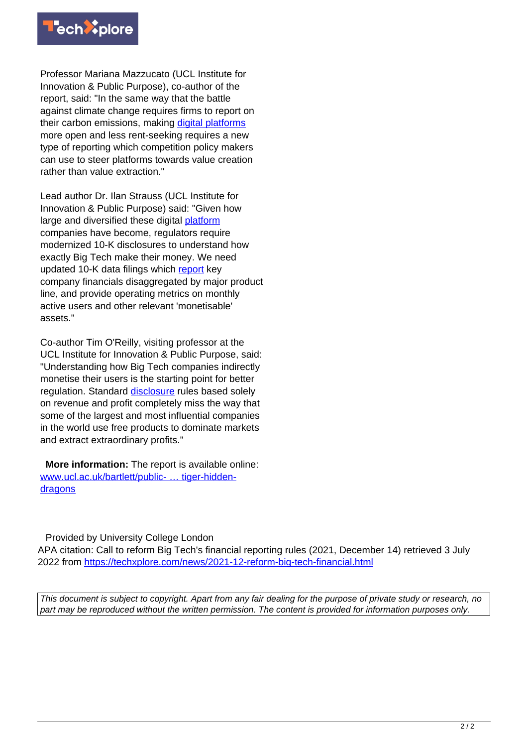Professor Mariana Mazzucato (UCL Institute for Innovation & Public Purpose), co-author of the report, said: "In the same way that the battle against climate change requires firms to report on their carbon emissions, making digital platforms more open and less rent-seeking requires a new type of reporting which competition policy makers can use to steer platforms towards value creation rather than value extraction."

Lead author Dr. Ilan Strauss (UCL Institute for Innovation & Public Purpose) said: "Given how large and diversified these digital platform companies have become, regulators require modernized 10-K disclosures to understand how exactly Big Tech make their money. We need updated 10-K data filings which report key company financials disaggregated by major product line, and provide operating metrics on monthly active users and other relevant 'monetisable' assets."

Co-author Tim O'Reilly, visiting professor at the UCL Institute for Innovation & Public Purpose, said: "Understanding how Big Tech companies indirectly monetise their users is the starting point for better regulation. Standard disclosure rules based solely on revenue and profit completely miss the way that some of the largest and most influential companies in the world use free products to dominate markets and extract extraordinary profits."

**More information:** The report is available online: www.ucl.ac.uk/bartlett/public- … tiger-hidden-dragons

Provided by University College London

APA citation: Call to reform Big Tech's financial reporting rules (2021, December 14) retrieved 3 July 2022 from https://techxplore.com/news/2021-12-reform-big-tech-financial.html

*This document is subject to copyright. Apart from any fair dealing for the purpose of private study or research, no part may be reproduced without the written permission. The content is provided for information purposes only.*